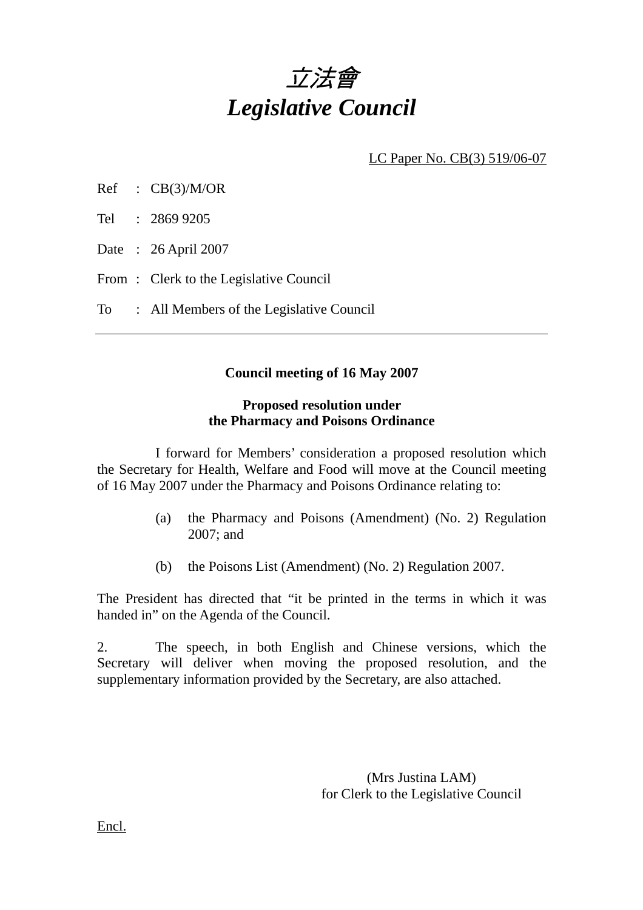# *立法會*
# *Legislative Council*

LC Paper No. CB(3) 519/06-07

Ref : CB(3)/M/OR

Tel : 2869 9205

Date : 26 April 2007

From : Clerk to the Legislative Council

To : All Members of the Legislative Council

---

**Council meeting of 16 May 2007**

**Proposed resolution under**
**the Pharmacy and Poisons Ordinance**

I forward for Members' consideration a proposed resolution which the Secretary for Health, Welfare and Food will move at the Council meeting of 16 May 2007 under the Pharmacy and Poisons Ordinance relating to:

(a) the Pharmacy and Poisons (Amendment) (No. 2) Regulation 2007; and

(b) the Poisons List (Amendment) (No. 2) Regulation 2007.

The President has directed that "it be printed in the terms in which it was handed in" on the Agenda of the Council.

2. The speech, in both English and Chinese versions, which the Secretary will deliver when moving the proposed resolution, and the supplementary information provided by the Secretary, are also attached.

(Mrs Justina LAM)
for Clerk to the Legislative Council

Encl.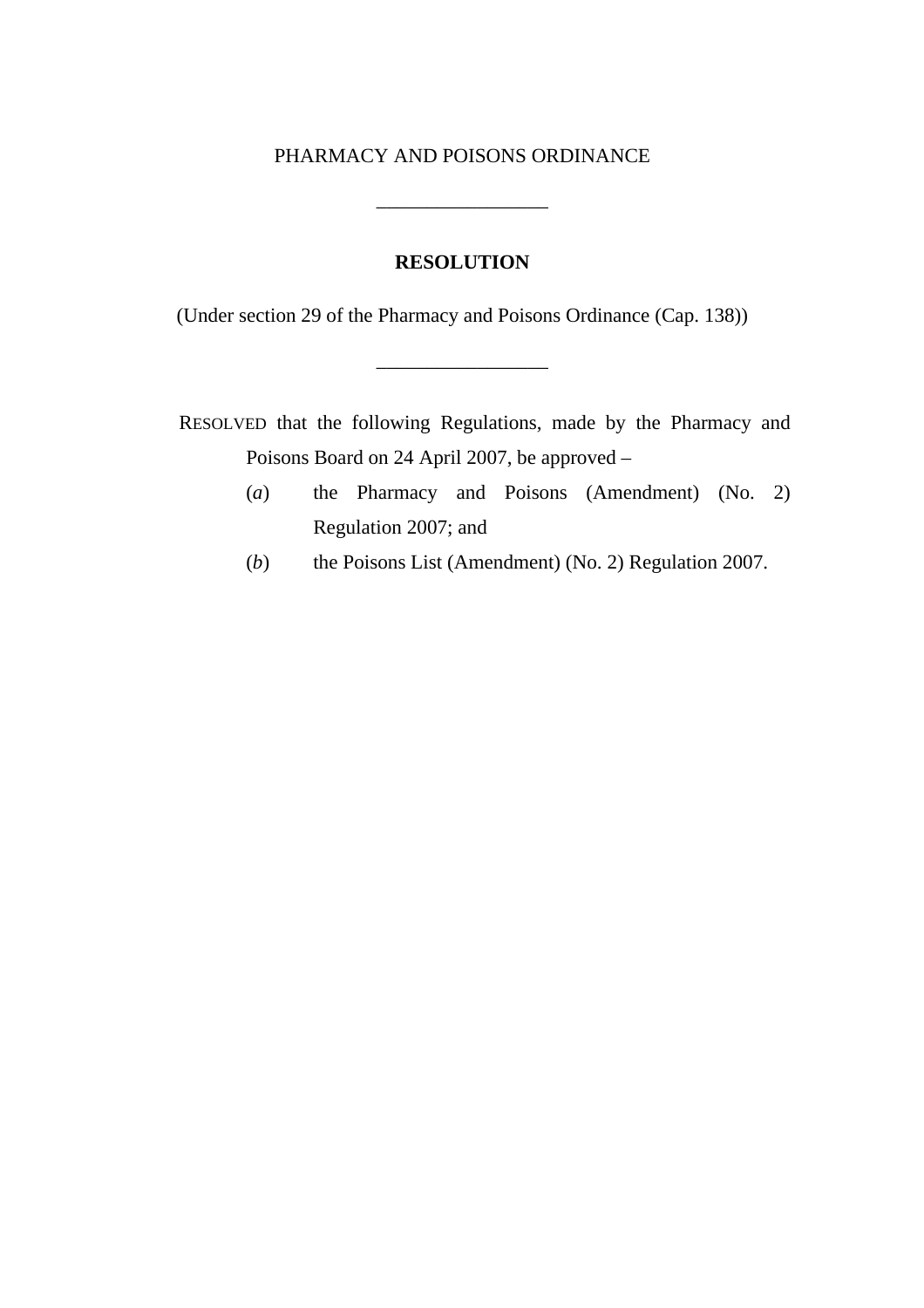PHARMACY AND POISONS ORDINANCE

---

**RESOLUTION**

(Under section 29 of the Pharmacy and Poisons Ordinance (Cap. 138))

---

RESOLVED that the following Regulations, made by the Pharmacy and Poisons Board on 24 April 2007, be approved –

(*a*) the Pharmacy and Poisons (Amendment) (No. 2) Regulation 2007; and

(*b*) the Poisons List (Amendment) (No. 2) Regulation 2007.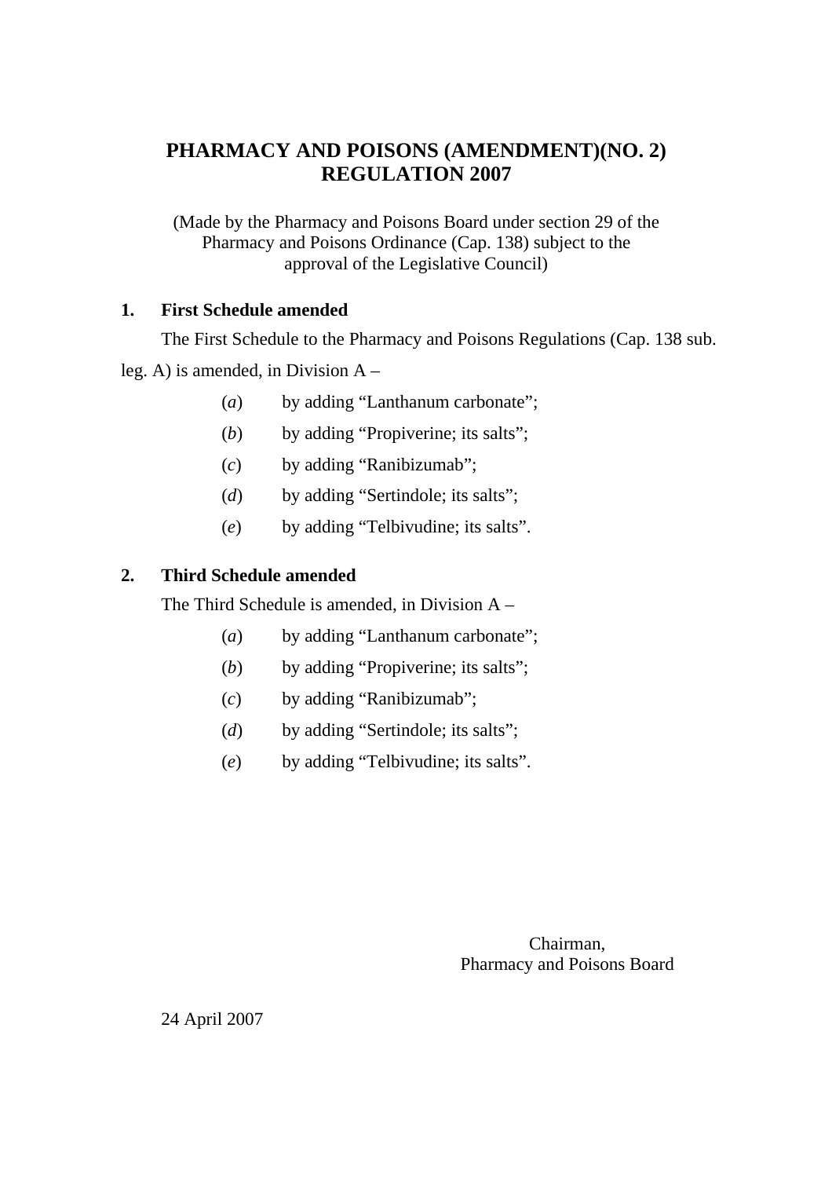# PHARMACY AND POISONS (AMENDMENT)(NO. 2) REGULATION 2007

(Made by the Pharmacy and Poisons Board under section 29 of the Pharmacy and Poisons Ordinance (Cap. 138) subject to the approval of the Legislative Council)

**1. First Schedule amended**

The First Schedule to the Pharmacy and Poisons Regulations (Cap. 138 sub. leg. A) is amended, in Division A –

(*a*) by adding "Lanthanum carbonate";

(*b*) by adding "Propiverine; its salts";

(*c*) by adding "Ranibizumab";

(*d*) by adding "Sertindole; its salts";

(*e*) by adding "Telbivudine; its salts".

**2. Third Schedule amended**

The Third Schedule is amended, in Division A –

(*a*) by adding "Lanthanum carbonate";

(*b*) by adding "Propiverine; its salts";

(*c*) by adding "Ranibizumab";

(*d*) by adding "Sertindole; its salts";

(*e*) by adding "Telbivudine; its salts".

Chairman,
Pharmacy and Poisons Board

24 April 2007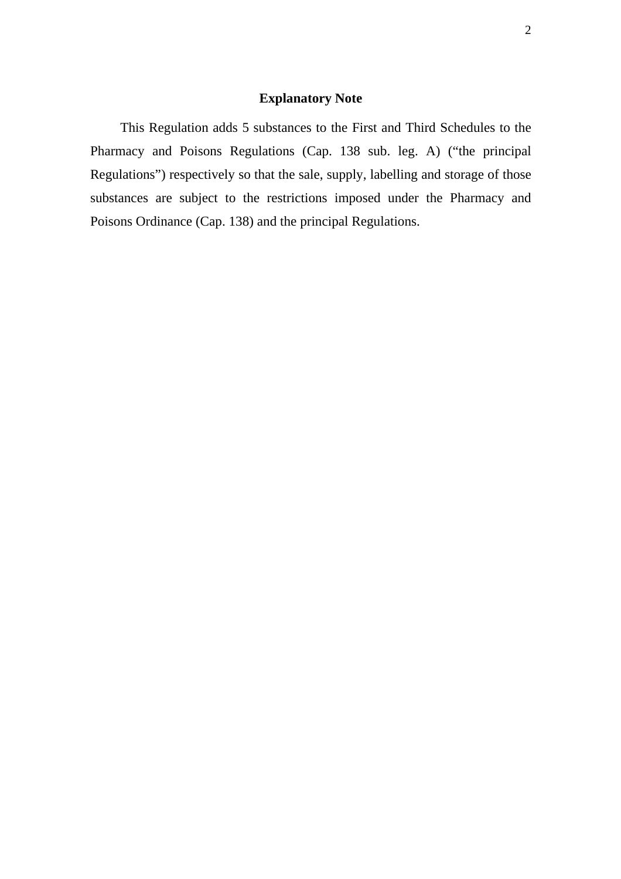## Explanatory Note

This Regulation adds 5 substances to the First and Third Schedules to the Pharmacy and Poisons Regulations (Cap. 138 sub. leg. A) ("the principal Regulations") respectively so that the sale, supply, labelling and storage of those substances are subject to the restrictions imposed under the Pharmacy and Poisons Ordinance (Cap. 138) and the principal Regulations.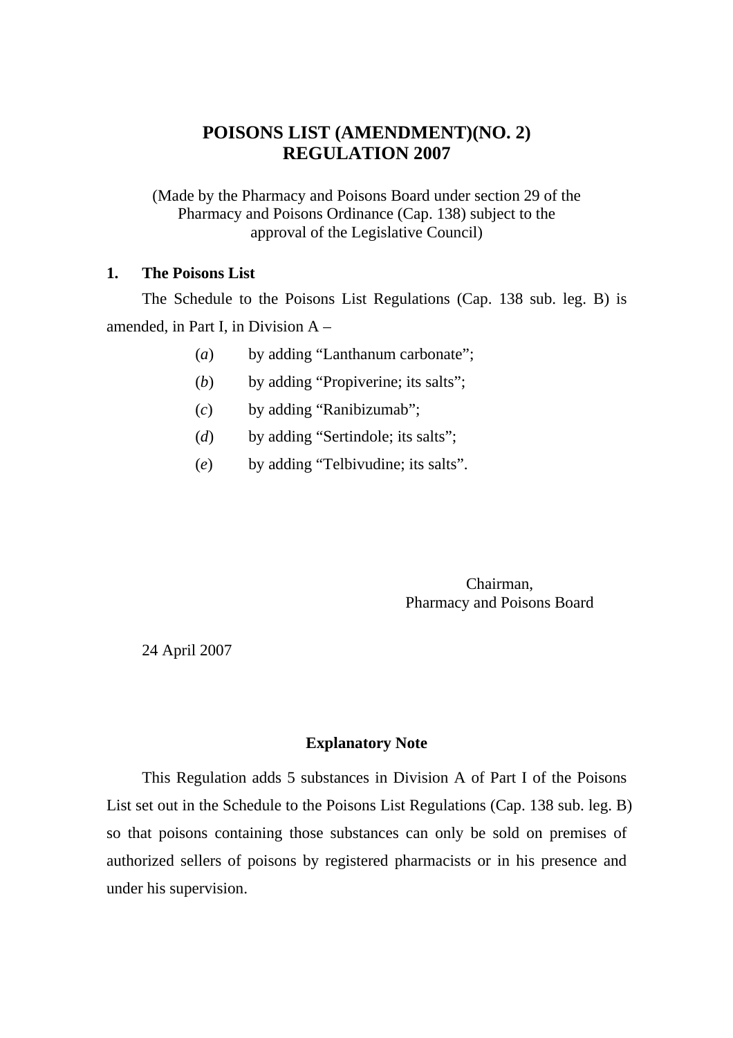# POISONS LIST (AMENDMENT)(NO. 2) REGULATION 2007

(Made by the Pharmacy and Poisons Board under section 29 of the Pharmacy and Poisons Ordinance (Cap. 138) subject to the approval of the Legislative Council)

**1. The Poisons List**

The Schedule to the Poisons List Regulations (Cap. 138 sub. leg. B) is amended, in Part I, in Division A –

(*a*) by adding "Lanthanum carbonate";

(*b*) by adding "Propiverine; its salts";

(*c*) by adding "Ranibizumab";

(*d*) by adding "Sertindole; its salts";

(*e*) by adding "Telbivudine; its salts".

Chairman,
Pharmacy and Poisons Board

24 April 2007

## Explanatory Note

This Regulation adds 5 substances in Division A of Part I of the Poisons List set out in the Schedule to the Poisons List Regulations (Cap. 138 sub. leg. B) so that poisons containing those substances can only be sold on premises of authorized sellers of poisons by registered pharmacists or in his presence and under his supervision.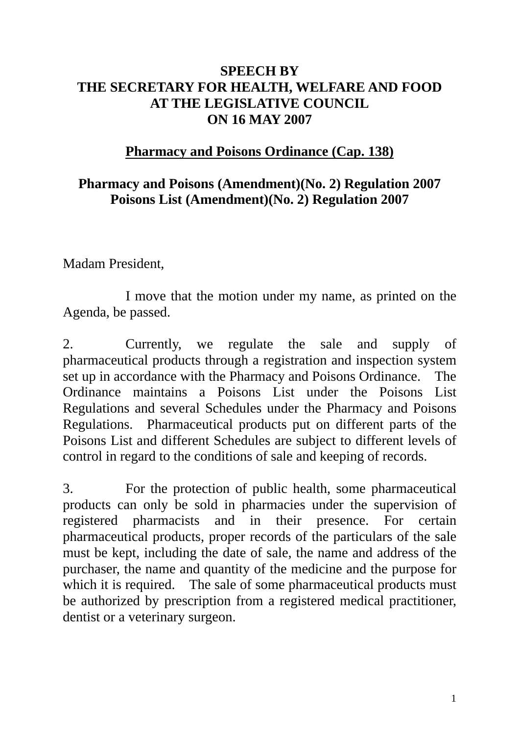**SPEECH BY**
**THE SECRETARY FOR HEALTH, WELFARE AND FOOD**
**AT THE LEGISLATIVE COUNCIL**
**ON 16 MAY 2007**

**Pharmacy and Poisons Ordinance (Cap. 138)**

**Pharmacy and Poisons (Amendment)(No. 2) Regulation 2007**
**Poisons List (Amendment)(No. 2) Regulation 2007**

Madam President,

I move that the motion under my name, as printed on the Agenda, be passed.

2. Currently, we regulate the sale and supply of pharmaceutical products through a registration and inspection system set up in accordance with the Pharmacy and Poisons Ordinance. The Ordinance maintains a Poisons List under the Poisons List Regulations and several Schedules under the Pharmacy and Poisons Regulations. Pharmaceutical products put on different parts of the Poisons List and different Schedules are subject to different levels of control in regard to the conditions of sale and keeping of records.

3. For the protection of public health, some pharmaceutical products can only be sold in pharmacies under the supervision of registered pharmacists and in their presence. For certain pharmaceutical products, proper records of the particulars of the sale must be kept, including the date of sale, the name and address of the purchaser, the name and quantity of the medicine and the purpose for which it is required. The sale of some pharmaceutical products must be authorized by prescription from a registered medical practitioner, dentist or a veterinary surgeon.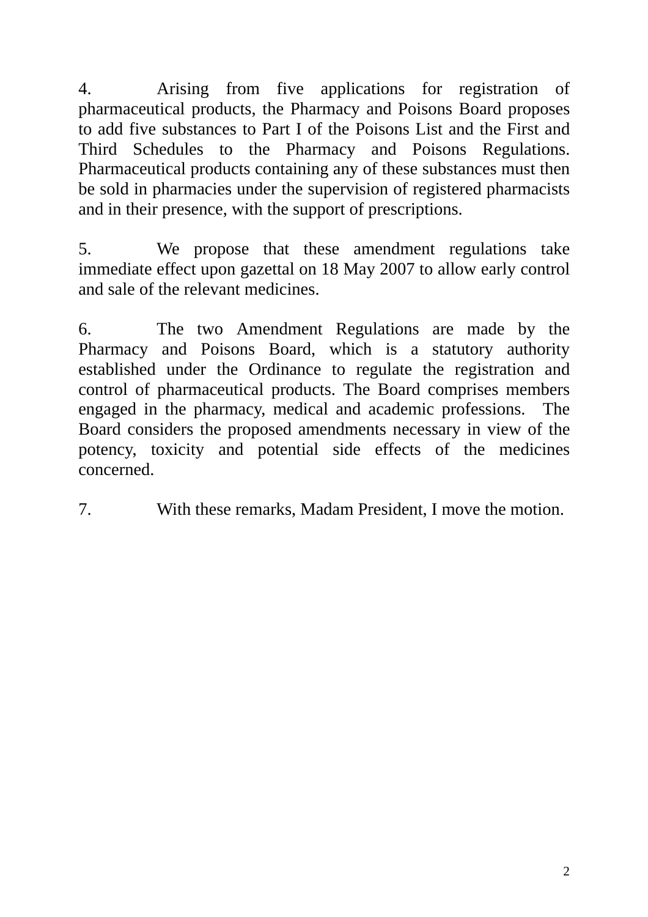4. Arising from five applications for registration of pharmaceutical products, the Pharmacy and Poisons Board proposes to add five substances to Part I of the Poisons List and the First and Third Schedules to the Pharmacy and Poisons Regulations. Pharmaceutical products containing any of these substances must then be sold in pharmacies under the supervision of registered pharmacists and in their presence, with the support of prescriptions.

5. We propose that these amendment regulations take immediate effect upon gazettal on 18 May 2007 to allow early control and sale of the relevant medicines.

6. The two Amendment Regulations are made by the Pharmacy and Poisons Board, which is a statutory authority established under the Ordinance to regulate the registration and control of pharmaceutical products. The Board comprises members engaged in the pharmacy, medical and academic professions. The Board considers the proposed amendments necessary in view of the potency, toxicity and potential side effects of the medicines concerned.

7. With these remarks, Madam President, I move the motion.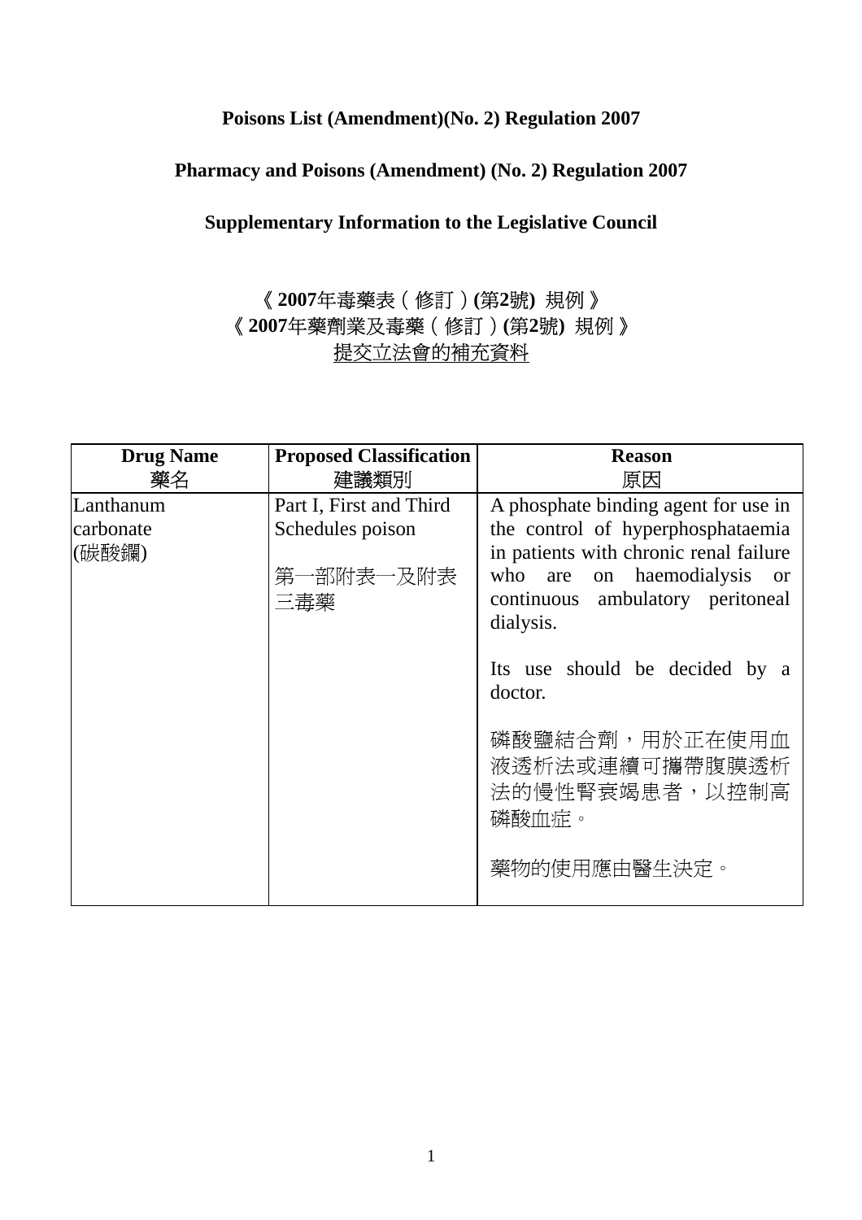**Poisons List (Amendment)(No. 2) Regulation 2007**

**Pharmacy and Poisons (Amendment) (No. 2) Regulation 2007**

**Supplementary Information to the Legislative Council**

《**2007**年毒藥表（修訂）**(**第**2**號**)** 規例》

《**2007**年藥劑業及毒藥（修訂）**(**第**2**號**)** 規例》

提交立法會的補充資料

| **Drug Name** 藥名 | **Proposed Classification** 建議類別 | **Reason** 原因 |
|---|---|---|
| Lanthanum carbonate (碳酸鑭) | Part I, First and Third Schedules poison<br><br>第一部附表一及附表三毒藥 | A phosphate binding agent for use in the control of hyperphosphataemia in patients with chronic renal failure who are on haemodialysis or continuous ambulatory peritoneal dialysis.<br><br>Its use should be decided by a doctor.<br><br>磷酸鹽結合劑，用於正在使用血液透析法或連續可攜帶腹膜透析法的慢性腎衰竭患者，以控制高磷酸血症。<br><br>藥物的使用應由醫生決定。 |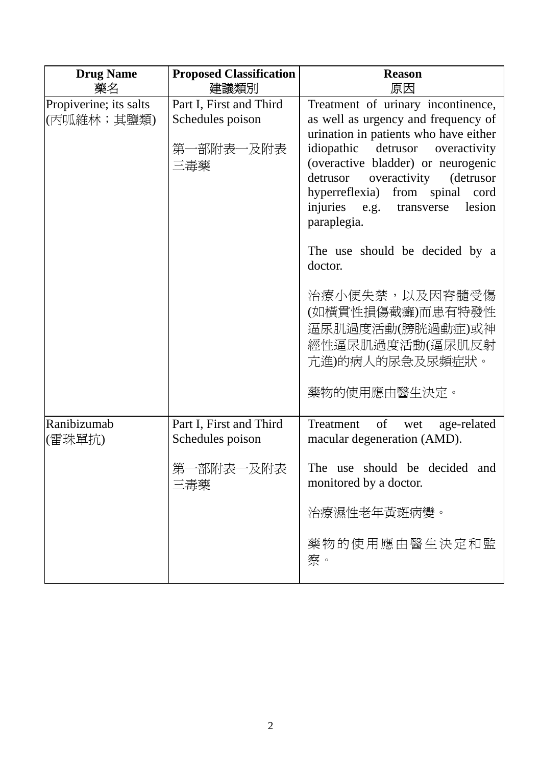| **Drug Name**<br>藥名 | **Proposed Classification**<br>建議類別 | **Reason**<br>原因 |
|---|---|---|
| Propiverine; its salts<br>(丙哌維林；其鹽類) | Part I, First and Third Schedules poison<br><br>第一部附表一及附表三毒藥 | Treatment of urinary incontinence, as well as urgency and frequency of urination in patients who have either idiopathic detrusor overactivity (overactive bladder) or neurogenic detrusor overactivity (detrusor hyperreflexia) from spinal cord injuries e.g. transverse lesion paraplegia.<br><br>The use should be decided by a doctor.<br><br>治療小便失禁，以及因脊髓受傷(如横貫性損傷截癱)而患有特發性逼尿肌過度活動(膀胱過動症)或神經性逼尿肌過度活動(逼尿肌反射亢進)的病人的尿急及尿頻症狀。<br><br>藥物的使用應由醫生決定。 |
| Ranibizumab<br>(雷珠單抗) | Part I, First and Third Schedules poison<br><br>第一部附表一及附表三毒藥 | Treatment of wet age-related macular degeneration (AMD).<br><br>The use should be decided and monitored by a doctor.<br><br>治療濕性老年黃斑病變。<br><br>藥物的使用應由醫生決定和監察。 |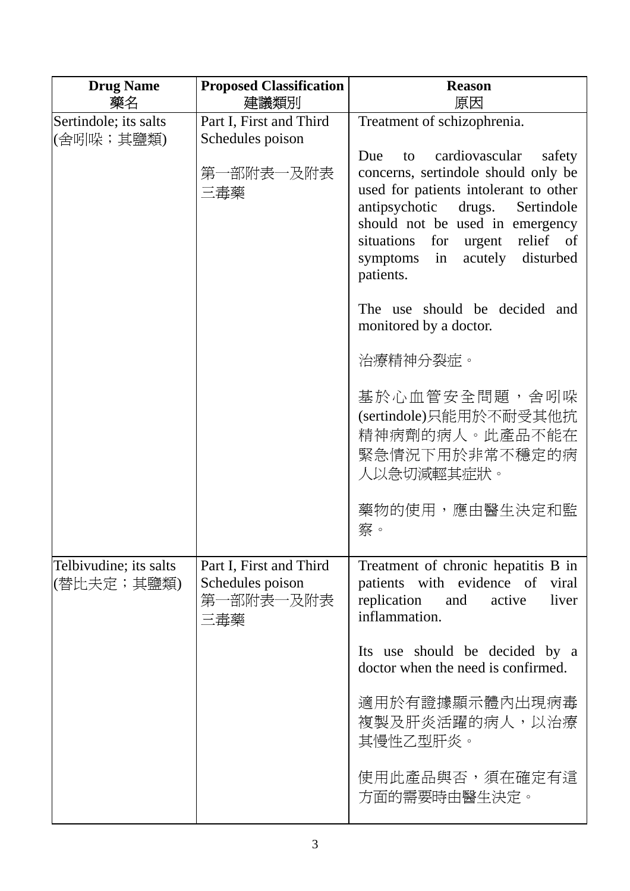| **Drug Name** 藥名 | **Proposed Classification** 建議類別 | **Reason** 原因 |
|---|---|---|
| Sertindole; its salts (舍吲哚；其鹽類) | Part I, First and Third Schedules poison<br><br>第一部附表一及附表三毒藥 | Treatment of schizophrenia.<br><br>Due to cardiovascular safety concerns, sertindole should only be used for patients intolerant to other antipsychotic drugs. Sertindole should not be used in emergency situations for urgent relief of symptoms in acutely disturbed patients.<br><br>The use should be decided and monitored by a doctor.<br><br>治療精神分裂症。<br><br>基於心血管安全問題，舍吲哚(sertindole)只能用於不耐受其他抗精神病劑的病人。此產品不能在緊急情況下用於非常不穩定的病人以急切減輕其症狀。<br><br>藥物的使用，應由醫生決定和監察。 |
| Telbivudine; its salts (替比夫定；其鹽類) | Part I, First and Third Schedules poison<br>第一部附表一及附表三毒藥 | Treatment of chronic hepatitis B in patients with evidence of viral replication and active liver inflammation.<br><br>Its use should be decided by a doctor when the need is confirmed.<br><br>適用於有證據顯示體內出現病毒複製及肝炎活躍的病人，以治療其慢性乙型肝炎。<br><br>使用此產品與否，須在確定有這方面的需要時由醫生決定。 |